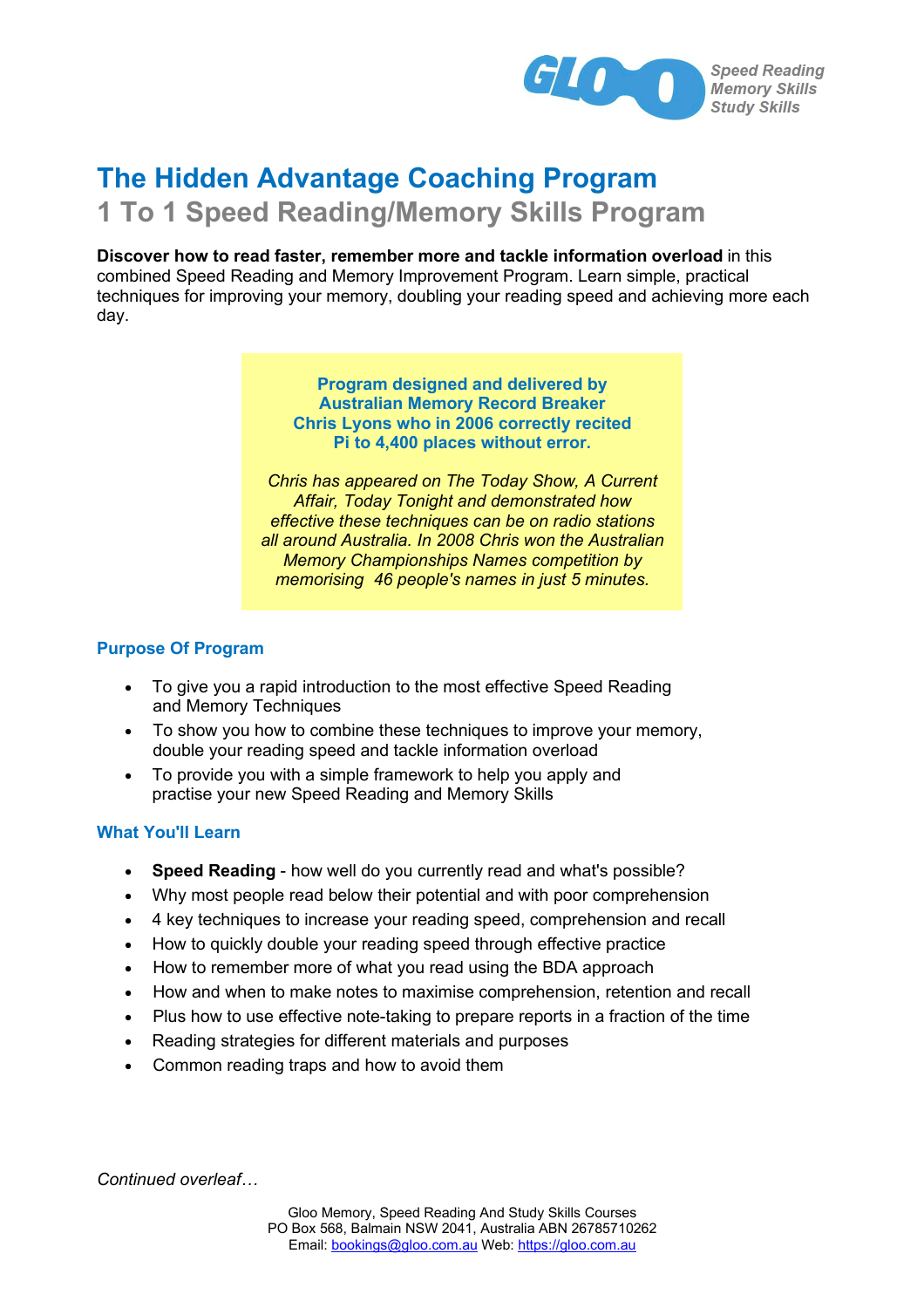# The Hidden Advantage Coaching Program

## 1 To 1 Speed Reading/Memory Skills Program

**Discover how to read faster, remember more and tackle information overload** in this combined Speed Reading and Memory Improvement Program. Learn simple, practical techniques for improving your memory, doubling your reading speed and achieving more each day.

**Program designed and delivered by Australian Memory Record Breaker Chris Lyons who in 2006 correctly recited Pi to 4,400 places without error.**

*Chris has appeared on The Today Show, A Current Affair, Today Tonight and demonstrated how effective these techniques can be on radio stations all around Australia. In 2008 Chris won the Australian Memory Championships Names competition by memorising 46 people's names in just 5 minutes.*

### Purpose Of Program

- To give you a rapid introduction to the most effective Speed Reading and Memory Techniques
- To show you how to combine these techniques to improve your memory, double your reading speed and tackle information overload
- To provide you with a simple framework to help you apply and practise your new Speed Reading and Memory Skills

### What You'll Learn

- **Speed Reading** - how well do you currently read and what's possible?
- Why most people read below their potential and with poor comprehension
- 4 key techniques to increase your reading speed, comprehension and recall
- How to quickly double your reading speed through effective practice
- How to remember more of what you read using the BDA approach
- How and when to make notes to maximise comprehension, retention and recall
- Plus how to use effective note-taking to prepare reports in a fraction of the time
- Reading strategies for different materials and purposes
- Common reading traps and how to avoid them

*Continued overleaf…*

Gloo Memory, Speed Reading And Study Skills Courses
PO Box 568, Balmain NSW 2041, Australia ABN 26785710262
Email: bookings@gloo.com.au Web: https://gloo.com.au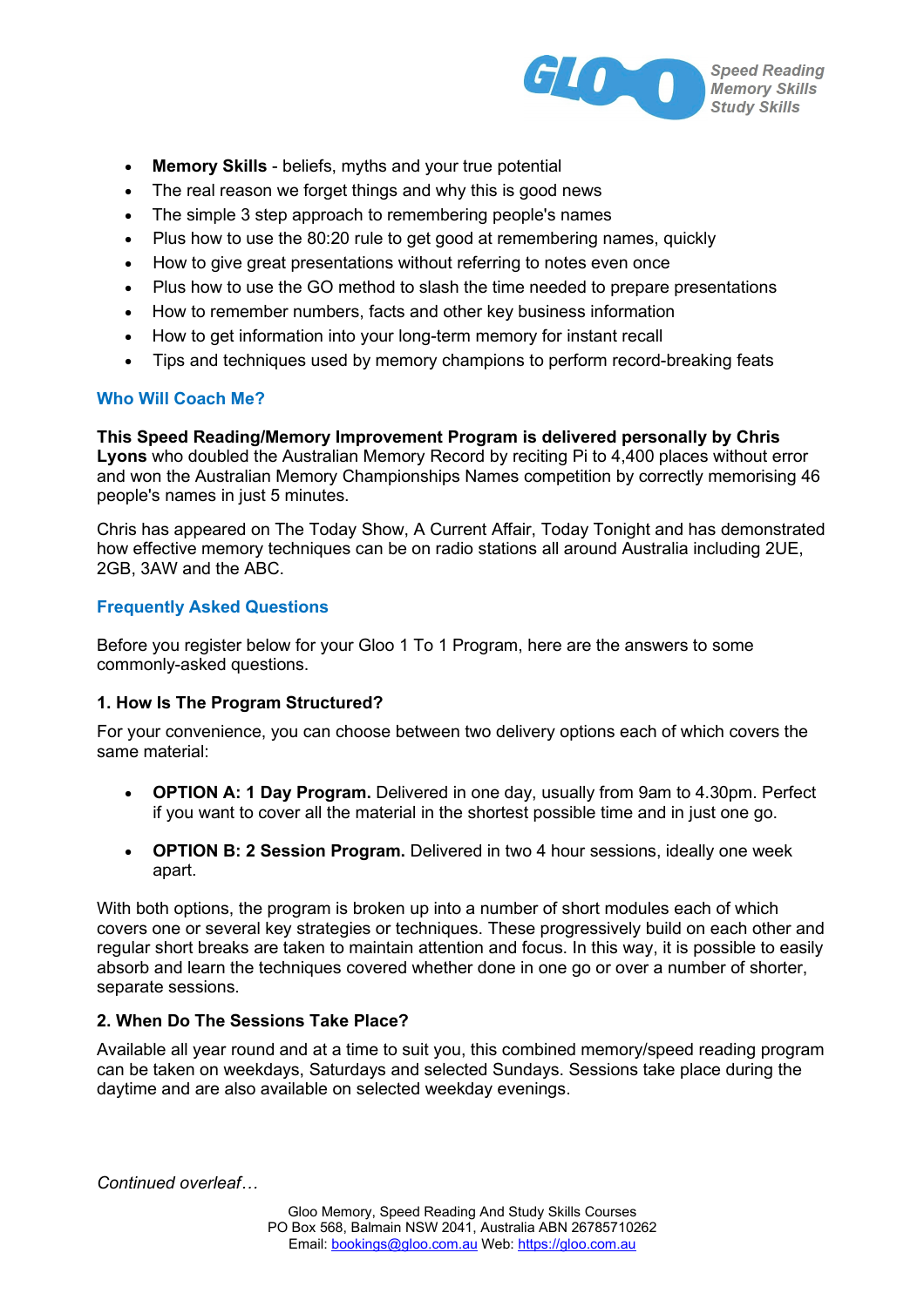- **Memory Skills** - beliefs, myths and your true potential
- The real reason we forget things and why this is good news
- The simple 3 step approach to remembering people's names
- Plus how to use the 80:20 rule to get good at remembering names, quickly
- How to give great presentations without referring to notes even once
- Plus how to use the GO method to slash the time needed to prepare presentations
- How to remember numbers, facts and other key business information
- How to get information into your long-term memory for instant recall
- Tips and techniques used by memory champions to perform record-breaking feats

## Who Will Coach Me?

**This Speed Reading/Memory Improvement Program is delivered personally by Chris Lyons** who doubled the Australian Memory Record by reciting Pi to 4,400 places without error and won the Australian Memory Championships Names competition by correctly memorising 46 people's names in just 5 minutes.

Chris has appeared on The Today Show, A Current Affair, Today Tonight and has demonstrated how effective memory techniques can be on radio stations all around Australia including 2UE, 2GB, 3AW and the ABC.

## Frequently Asked Questions

Before you register below for your Gloo 1 To 1 Program, here are the answers to some commonly-asked questions.

### 1. How Is The Program Structured?

For your convenience, you can choose between two delivery options each of which covers the same material:

- **OPTION A: 1 Day Program.** Delivered in one day, usually from 9am to 4.30pm. Perfect if you want to cover all the material in the shortest possible time and in just one go.

- **OPTION B: 2 Session Program.** Delivered in two 4 hour sessions, ideally one week apart.

With both options, the program is broken up into a number of short modules each of which covers one or several key strategies or techniques. These progressively build on each other and regular short breaks are taken to maintain attention and focus. In this way, it is possible to easily absorb and learn the techniques covered whether done in one go or over a number of shorter, separate sessions.

### 2. When Do The Sessions Take Place?

Available all year round and at a time to suit you, this combined memory/speed reading program can be taken on weekdays, Saturdays and selected Sundays. Sessions take place during the daytime and are also available on selected weekday evenings.

*Continued overleaf…*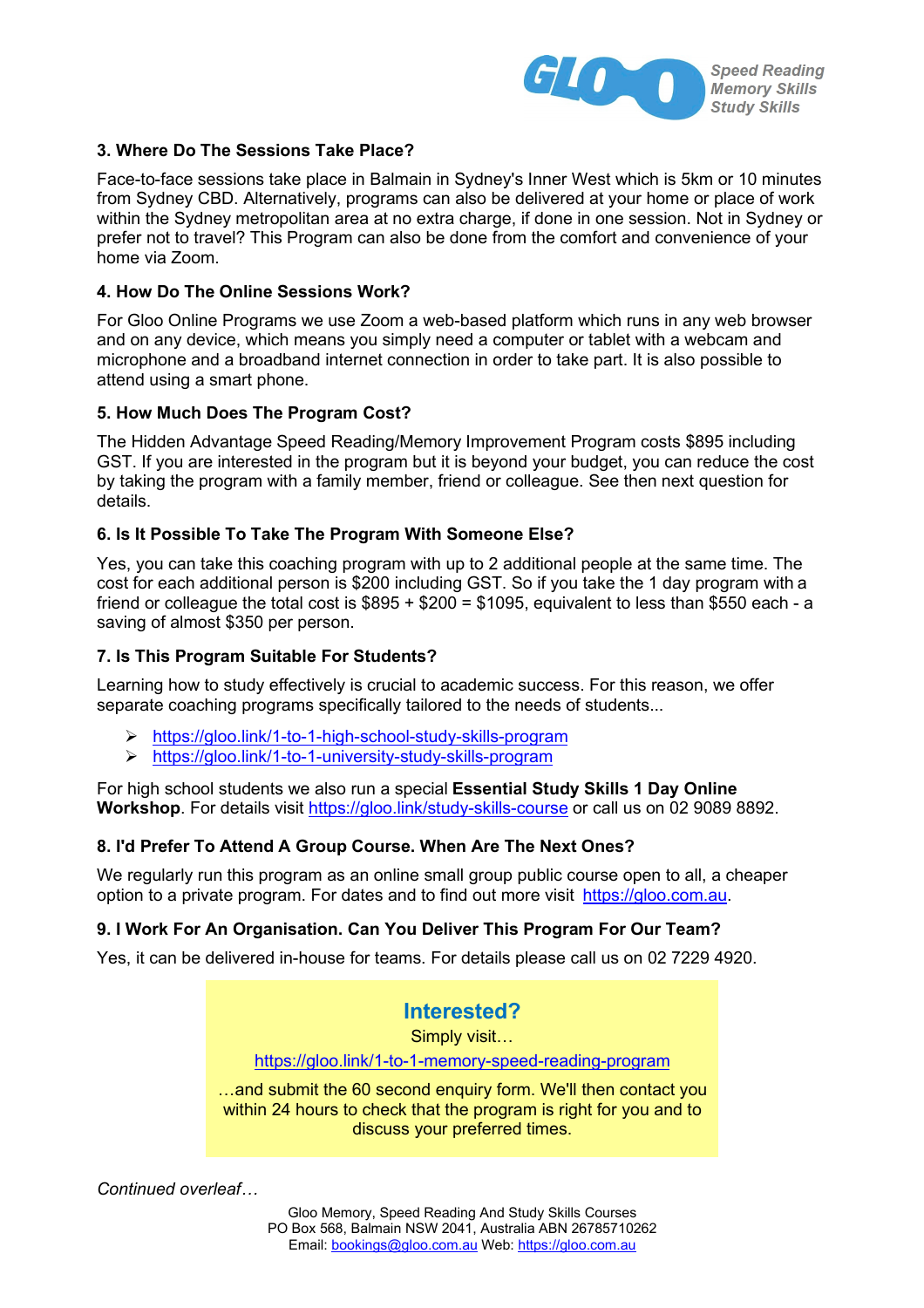### 3. Where Do The Sessions Take Place?

Face-to-face sessions take place in Balmain in Sydney's Inner West which is 5km or 10 minutes from Sydney CBD. Alternatively, programs can also be delivered at your home or place of work within the Sydney metropolitan area at no extra charge, if done in one session. Not in Sydney or prefer not to travel? This Program can also be done from the comfort and convenience of your home via Zoom.

### 4. How Do The Online Sessions Work?

For Gloo Online Programs we use Zoom a web-based platform which runs in any web browser and on any device, which means you simply need a computer or tablet with a webcam and microphone and a broadband internet connection in order to take part. It is also possible to attend using a smart phone.

### 5. How Much Does The Program Cost?

The Hidden Advantage Speed Reading/Memory Improvement Program costs $895 including GST. If you are interested in the program but it is beyond your budget, you can reduce the cost by taking the program with a family member, friend or colleague. See then next question for details.

### 6. Is It Possible To Take The Program With Someone Else?

Yes, you can take this coaching program with up to 2 additional people at the same time. The cost for each additional person is $200 including GST. So if you take the 1 day program with a friend or colleague the total cost is $895 + $200 = $1095, equivalent to less than $550 each - a saving of almost $350 per person.

### 7. Is This Program Suitable For Students?

Learning how to study effectively is crucial to academic success. For this reason, we offer separate coaching programs specifically tailored to the needs of students...

- https://gloo.link/1-to-1-high-school-study-skills-program
- https://gloo.link/1-to-1-university-study-skills-program

For high school students we also run a special **Essential Study Skills 1 Day Online Workshop**. For details visit https://gloo.link/study-skills-course or call us on 02 9089 8892.

### 8. I'd Prefer To Attend A Group Course. When Are The Next Ones?

We regularly run this program as an online small group public course open to all, a cheaper option to a private program. For dates and to find out more visit https://gloo.com.au.

### 9. I Work For An Organisation. Can You Deliver This Program For Our Team?

Yes, it can be delivered in-house for teams. For details please call us on 02 7229 4920.

## Interested?

Simply visit…

https://gloo.link/1-to-1-memory-speed-reading-program

…and submit the 60 second enquiry form. We'll then contact you within 24 hours to check that the program is right for you and to discuss your preferred times.

*Continued overleaf…*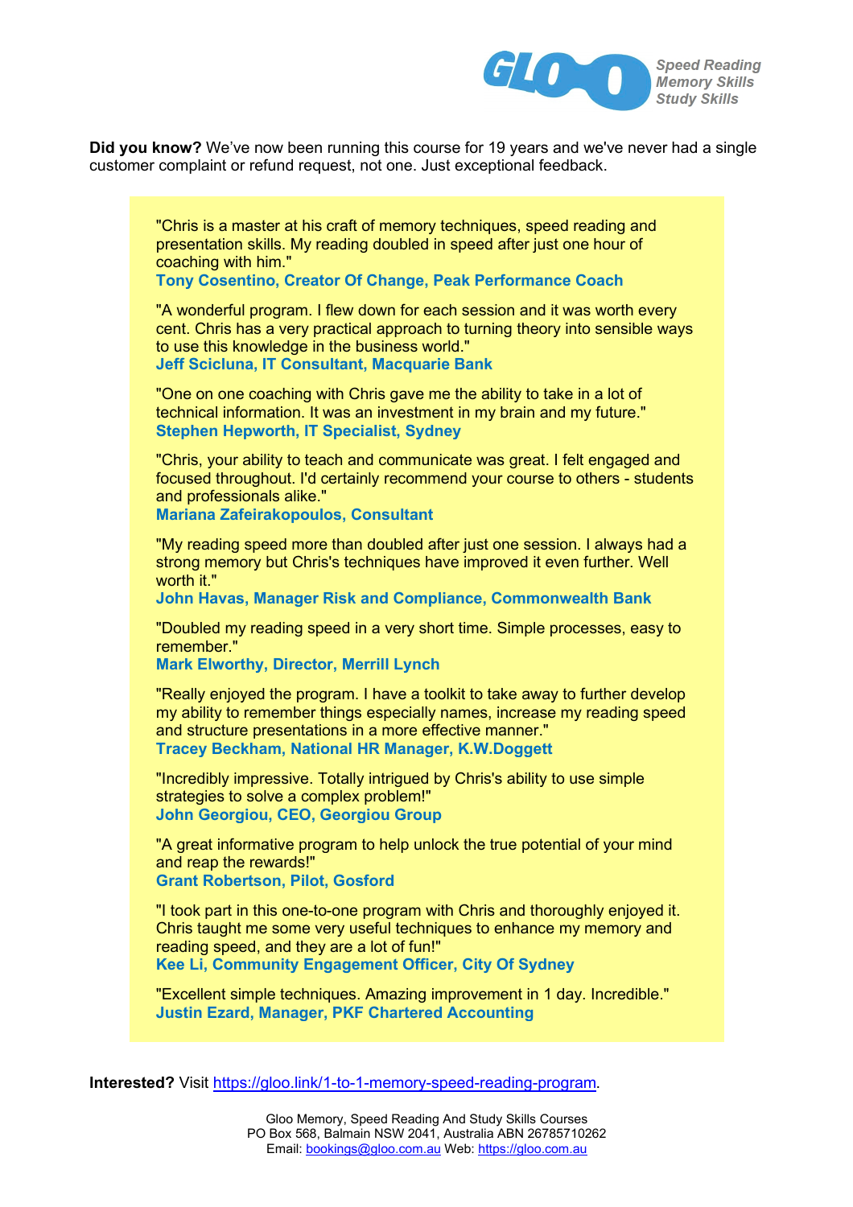Speed Reading
Memory Skills
Study Skills

**Did you know?** We've now been running this course for 19 years and we've never had a single customer complaint or refund request, not one. Just exceptional feedback.

"Chris is a master at his craft of memory techniques, speed reading and presentation skills. My reading doubled in speed after just one hour of coaching with him."
**Tony Cosentino, Creator Of Change, Peak Performance Coach**

"A wonderful program. I flew down for each session and it was worth every cent. Chris has a very practical approach to turning theory into sensible ways to use this knowledge in the business world."
**Jeff Scicluna, IT Consultant, Macquarie Bank**

"One on one coaching with Chris gave me the ability to take in a lot of technical information. It was an investment in my brain and my future."
**Stephen Hepworth, IT Specialist, Sydney**

"Chris, your ability to teach and communicate was great. I felt engaged and focused throughout. I'd certainly recommend your course to others - students and professionals alike."
**Mariana Zafeirakopoulos, Consultant**

"My reading speed more than doubled after just one session. I always had a strong memory but Chris's techniques have improved it even further. Well worth it."
**John Havas, Manager Risk and Compliance, Commonwealth Bank**

"Doubled my reading speed in a very short time. Simple processes, easy to remember."
**Mark Elworthy, Director, Merrill Lynch**

"Really enjoyed the program. I have a toolkit to take away to further develop my ability to remember things especially names, increase my reading speed and structure presentations in a more effective manner."
**Tracey Beckham, National HR Manager, K.W.Doggett**

"Incredibly impressive. Totally intrigued by Chris's ability to use simple strategies to solve a complex problem!"
**John Georgiou, CEO, Georgiou Group**

"A great informative program to help unlock the true potential of your mind and reap the rewards!"
**Grant Robertson, Pilot, Gosford**

"I took part in this one-to-one program with Chris and thoroughly enjoyed it. Chris taught me some very useful techniques to enhance my memory and reading speed, and they are a lot of fun!"
**Kee Li, Community Engagement Officer, City Of Sydney**

"Excellent simple techniques. Amazing improvement in 1 day. Incredible."
**Justin Ezard, Manager, PKF Chartered Accounting**

**Interested?** Visit [https://gloo.link/1-to-1-memory-speed-reading-program](https://gloo.link/1-to-1-memory-speed-reading-program).

Gloo Memory, Speed Reading And Study Skills Courses
PO Box 568, Balmain NSW 2041, Australia ABN 26785710262
Email: [bookings@gloo.com.au](mailto:bookings@gloo.com.au) Web: [https://gloo.com.au](https://gloo.com.au)